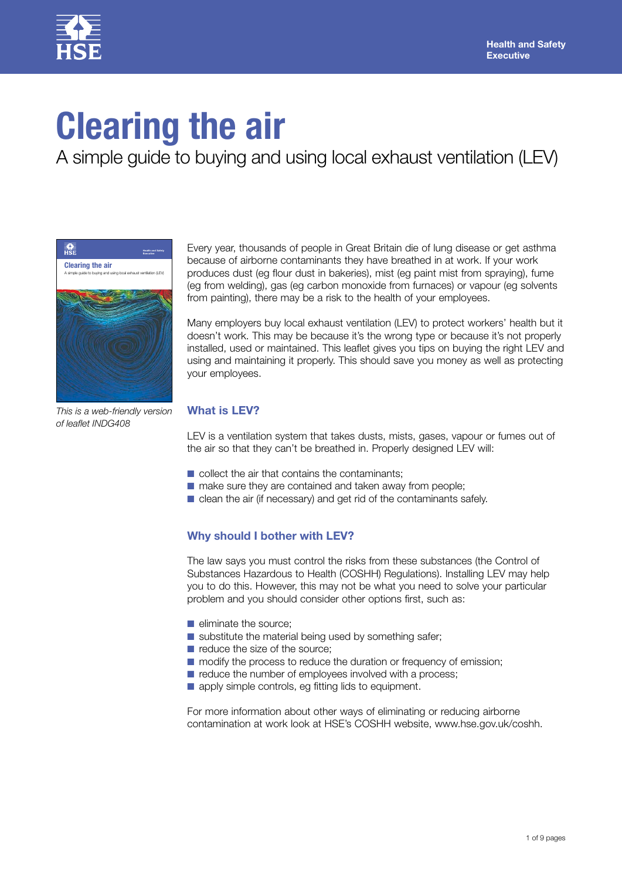# Clearing the air

A simple guide to buying and using local exhaust ventilation (LEV)

*This is a web-friendly version of leaflet INDG408*

Every year, thousands of people in Great Britain die of lung disease or get asthma because of airborne contaminants they have breathed in at work. If your work produces dust (eg flour dust in bakeries), mist (eg paint mist from spraying), fume (eg from welding), gas (eg carbon monoxide from furnaces) or vapour (eg solvents from painting), there may be a risk to the health of your employees.

Many employers buy local exhaust ventilation (LEV) to protect workers' health but it doesn't work. This may be because it's the wrong type or because it's not properly installed, used or maintained. This leaflet gives you tips on buying the right LEV and using and maintaining it properly. This should save you money as well as protecting your employees.

## What is LEV?

LEV is a ventilation system that takes dusts, mists, gases, vapour or fumes out of the air so that they can't be breathed in. Properly designed LEV will:

- collect the air that contains the contaminants;
- make sure they are contained and taken away from people;
- clean the air (if necessary) and get rid of the contaminants safely.

## Why should I bother with LEV?

The law says you must control the risks from these substances (the Control of Substances Hazardous to Health (COSHH) Regulations). Installing LEV may help you to do this. However, this may not be what you need to solve your particular problem and you should consider other options first, such as:

- eliminate the source;
- substitute the material being used by something safer;
- reduce the size of the source;
- modify the process to reduce the duration or frequency of emission;
- reduce the number of employees involved with a process;
- apply simple controls, eg fitting lids to equipment.

For more information about other ways of eliminating or reducing airborne contamination at work look at HSE's COSHH website, www.hse.gov.uk/coshh.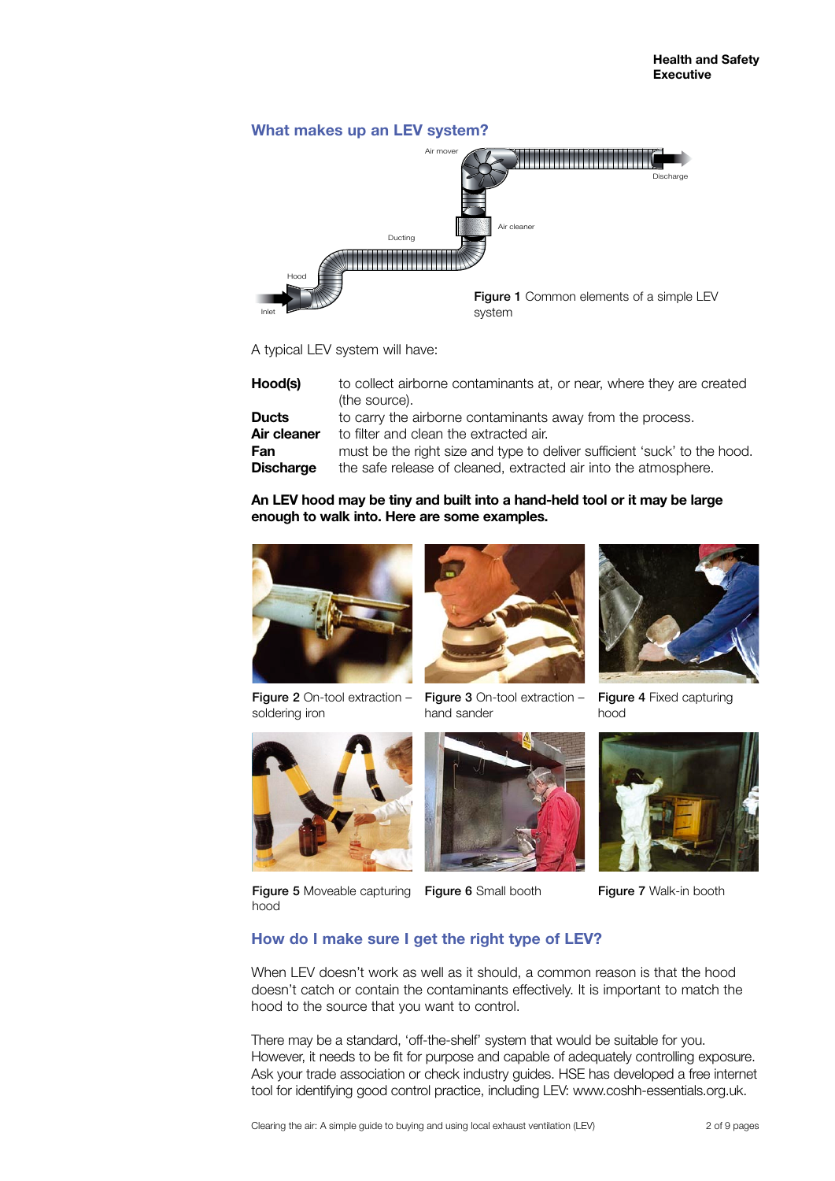## What makes up an LEV system?

Air mover

Discharge

Air cleaner

Ducting

Hood

Inlet

**Figure 1** Common elements of a simple LEV system

A typical LEV system will have:

| | |
|---|---|
| **Hood(s)** | to collect airborne contaminants at, or near, where they are created (the source). |
| **Ducts** | to carry the airborne contaminants away from the process. |
| **Air cleaner** | to filter and clean the extracted air. |
| **Fan** | must be the right size and type to deliver sufficient 'suck' to the hood. |
| **Discharge** | the safe release of cleaned, extracted air into the atmosphere. |

**An LEV hood may be tiny and built into a hand-held tool or it may be large enough to walk into. Here are some examples.**

**Figure 2** On-tool extraction – soldering iron

**Figure 3** On-tool extraction – hand sander

**Figure 4** Fixed capturing hood

**Figure 5** Moveable capturing hood

**Figure 6** Small booth

**Figure 7** Walk-in booth

## How do I make sure I get the right type of LEV?

When LEV doesn't work as well as it should, a common reason is that the hood doesn't catch or contain the contaminants effectively. It is important to match the hood to the source that you want to control.

There may be a standard, 'off-the-shelf' system that would be suitable for you. However, it needs to be fit for purpose and capable of adequately controlling exposure. Ask your trade association or check industry guides. HSE has developed a free internet tool for identifying good control practice, including LEV: www.coshh-essentials.org.uk.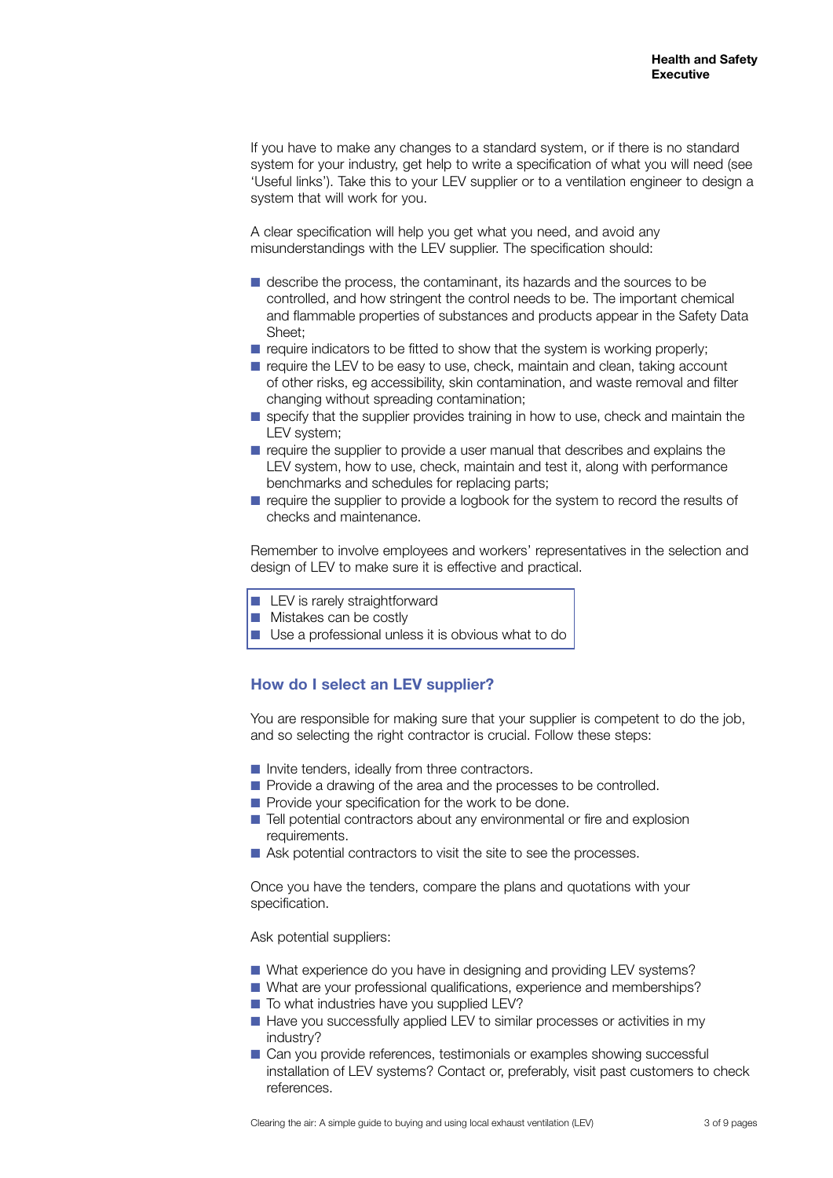If you have to make any changes to a standard system, or if there is no standard system for your industry, get help to write a specification of what you will need (see 'Useful links'). Take this to your LEV supplier or to a ventilation engineer to design a system that will work for you.

A clear specification will help you get what you need, and avoid any misunderstandings with the LEV supplier. The specification should:

- describe the process, the contaminant, its hazards and the sources to be controlled, and how stringent the control needs to be. The important chemical and flammable properties of substances and products appear in the Safety Data Sheet;
- require indicators to be fitted to show that the system is working properly;
- require the LEV to be easy to use, check, maintain and clean, taking account of other risks, eg accessibility, skin contamination, and waste removal and filter changing without spreading contamination;
- specify that the supplier provides training in how to use, check and maintain the LEV system;
- require the supplier to provide a user manual that describes and explains the LEV system, how to use, check, maintain and test it, along with performance benchmarks and schedules for replacing parts;
- require the supplier to provide a logbook for the system to record the results of checks and maintenance.

Remember to involve employees and workers' representatives in the selection and design of LEV to make sure it is effective and practical.

- LEV is rarely straightforward
- Mistakes can be costly
- Use a professional unless it is obvious what to do

## How do I select an LEV supplier?

You are responsible for making sure that your supplier is competent to do the job, and so selecting the right contractor is crucial. Follow these steps:

- Invite tenders, ideally from three contractors.
- Provide a drawing of the area and the processes to be controlled.
- Provide your specification for the work to be done.
- Tell potential contractors about any environmental or fire and explosion requirements.
- Ask potential contractors to visit the site to see the processes.

Once you have the tenders, compare the plans and quotations with your specification.

Ask potential suppliers:

- What experience do you have in designing and providing LEV systems?
- What are your professional qualifications, experience and memberships?
- To what industries have you supplied LEV?
- Have you successfully applied LEV to similar processes or activities in my industry?
- Can you provide references, testimonials or examples showing successful installation of LEV systems? Contact or, preferably, visit past customers to check references.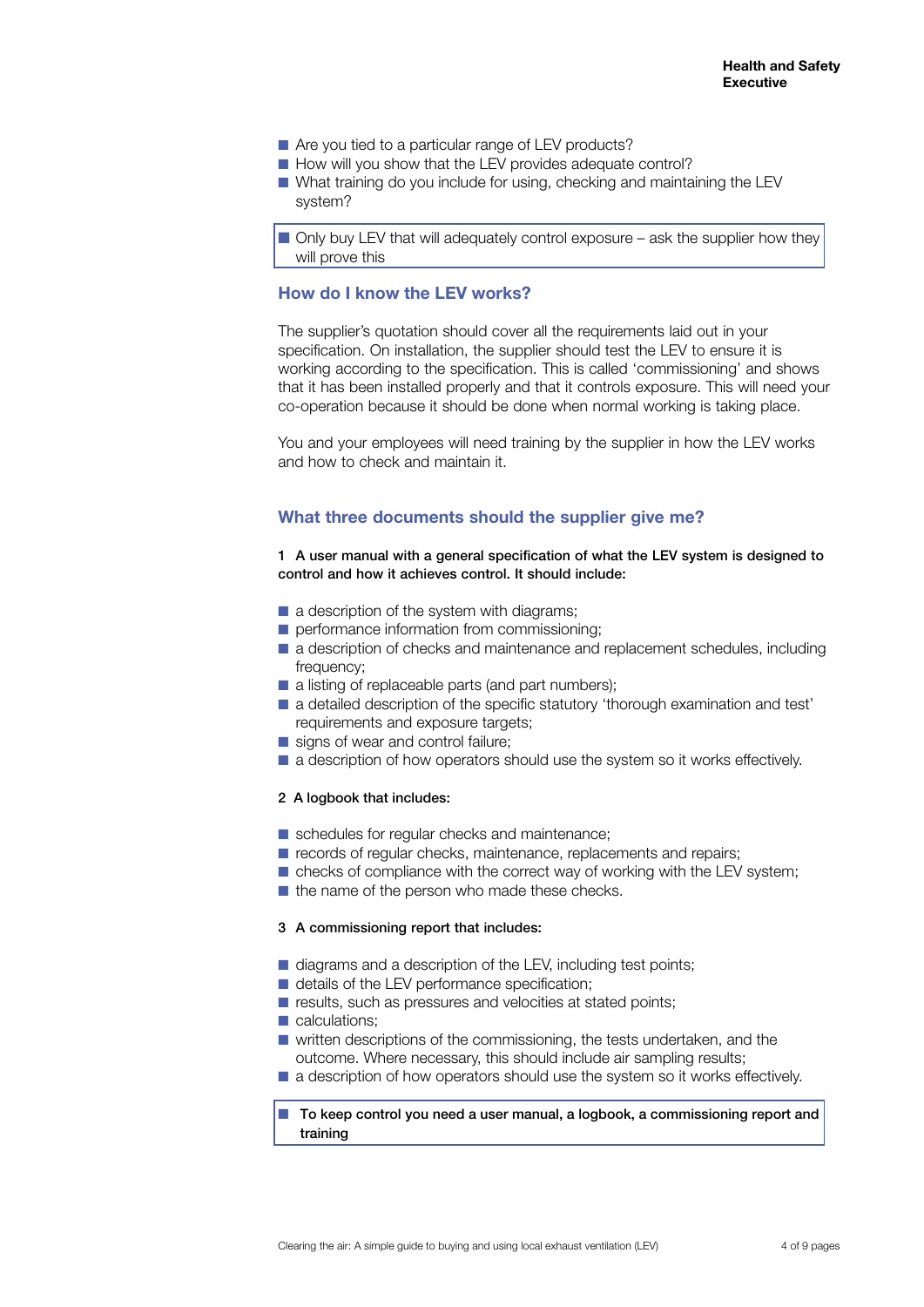- Are you tied to a particular range of LEV products?
- How will you show that the LEV provides adequate control?
- What training do you include for using, checking and maintaining the LEV system?

> - Only buy LEV that will adequately control exposure – ask the supplier how they will prove this

## How do I know the LEV works?

The supplier's quotation should cover all the requirements laid out in your specification. On installation, the supplier should test the LEV to ensure it is working according to the specification. This is called 'commissioning' and shows that it has been installed properly and that it controls exposure. This will need your co-operation because it should be done when normal working is taking place.

You and your employees will need training by the supplier in how the LEV works and how to check and maintain it.

## What three documents should the supplier give me?

**1 A user manual with a general specification of what the LEV system is designed to control and how it achieves control. It should include:**

- a description of the system with diagrams;
- performance information from commissioning;
- a description of checks and maintenance and replacement schedules, including frequency;
- a listing of replaceable parts (and part numbers);
- a detailed description of the specific statutory 'thorough examination and test' requirements and exposure targets;
- signs of wear and control failure;
- a description of how operators should use the system so it works effectively.

**2 A logbook that includes:**

- schedules for regular checks and maintenance;
- records of regular checks, maintenance, replacements and repairs;
- checks of compliance with the correct way of working with the LEV system;
- the name of the person who made these checks.

**3 A commissioning report that includes:**

- diagrams and a description of the LEV, including test points;
- details of the LEV performance specification;
- results, such as pressures and velocities at stated points;
- calculations;
- written descriptions of the commissioning, the tests undertaken, and the outcome. Where necessary, this should include air sampling results;
- a description of how operators should use the system so it works effectively.

> - **To keep control you need a user manual, a logbook, a commissioning report and training**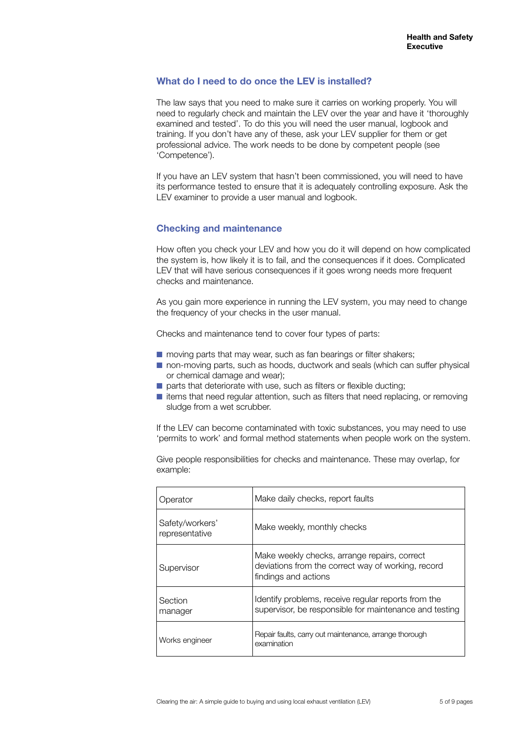## What do I need to do once the LEV is installed?

The law says that you need to make sure it carries on working properly. You will need to regularly check and maintain the LEV over the year and have it 'thoroughly examined and tested'. To do this you will need the user manual, logbook and training. If you don't have any of these, ask your LEV supplier for them or get professional advice. The work needs to be done by competent people (see 'Competence').

If you have an LEV system that hasn't been commissioned, you will need to have its performance tested to ensure that it is adequately controlling exposure. Ask the LEV examiner to provide a user manual and logbook.

## Checking and maintenance

How often you check your LEV and how you do it will depend on how complicated the system is, how likely it is to fail, and the consequences if it does. Complicated LEV that will have serious consequences if it goes wrong needs more frequent checks and maintenance.

As you gain more experience in running the LEV system, you may need to change the frequency of your checks in the user manual.

Checks and maintenance tend to cover four types of parts:

- moving parts that may wear, such as fan bearings or filter shakers;
- non-moving parts, such as hoods, ductwork and seals (which can suffer physical or chemical damage and wear);
- parts that deteriorate with use, such as filters or flexible ducting;
- items that need regular attention, such as filters that need replacing, or removing sludge from a wet scrubber.

If the LEV can become contaminated with toxic substances, you may need to use 'permits to work' and formal method statements when people work on the system.

Give people responsibilities for checks and maintenance. These may overlap, for example:

| Role | Responsibilities |
|---|---|
| Operator | Make daily checks, report faults |
| Safety/workers' representative | Make weekly, monthly checks |
| Supervisor | Make weekly checks, arrange repairs, correct deviations from the correct way of working, record findings and actions |
| Section manager | Identify problems, receive regular reports from the supervisor, be responsible for maintenance and testing |
| Works engineer | Repair faults, carry out maintenance, arrange thorough examination |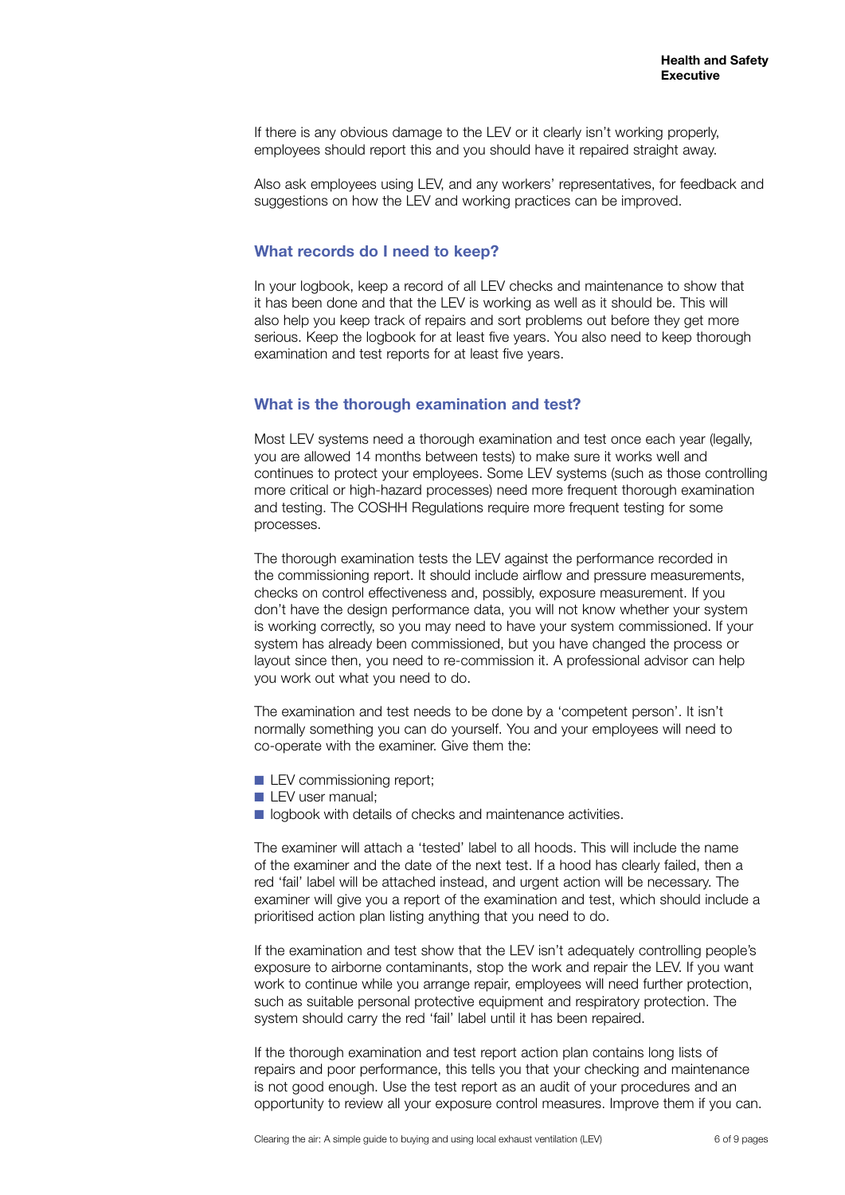If there is any obvious damage to the LEV or it clearly isn't working properly, employees should report this and you should have it repaired straight away.

Also ask employees using LEV, and any workers' representatives, for feedback and suggestions on how the LEV and working practices can be improved.

## What records do I need to keep?

In your logbook, keep a record of all LEV checks and maintenance to show that it has been done and that the LEV is working as well as it should be. This will also help you keep track of repairs and sort problems out before they get more serious. Keep the logbook for at least five years. You also need to keep thorough examination and test reports for at least five years.

## What is the thorough examination and test?

Most LEV systems need a thorough examination and test once each year (legally, you are allowed 14 months between tests) to make sure it works well and continues to protect your employees. Some LEV systems (such as those controlling more critical or high-hazard processes) need more frequent thorough examination and testing. The COSHH Regulations require more frequent testing for some processes.

The thorough examination tests the LEV against the performance recorded in the commissioning report. It should include airflow and pressure measurements, checks on control effectiveness and, possibly, exposure measurement. If you don't have the design performance data, you will not know whether your system is working correctly, so you may need to have your system commissioned. If your system has already been commissioned, but you have changed the process or layout since then, you need to re-commission it. A professional advisor can help you work out what you need to do.

The examination and test needs to be done by a 'competent person'. It isn't normally something you can do yourself. You and your employees will need to co-operate with the examiner. Give them the:

- LEV commissioning report;
- LEV user manual;
- logbook with details of checks and maintenance activities.

The examiner will attach a 'tested' label to all hoods. This will include the name of the examiner and the date of the next test. If a hood has clearly failed, then a red 'fail' label will be attached instead, and urgent action will be necessary. The examiner will give you a report of the examination and test, which should include a prioritised action plan listing anything that you need to do.

If the examination and test show that the LEV isn't adequately controlling people's exposure to airborne contaminants, stop the work and repair the LEV. If you want work to continue while you arrange repair, employees will need further protection, such as suitable personal protective equipment and respiratory protection. The system should carry the red 'fail' label until it has been repaired.

If the thorough examination and test report action plan contains long lists of repairs and poor performance, this tells you that your checking and maintenance is not good enough. Use the test report as an audit of your procedures and an opportunity to review all your exposure control measures. Improve them if you can.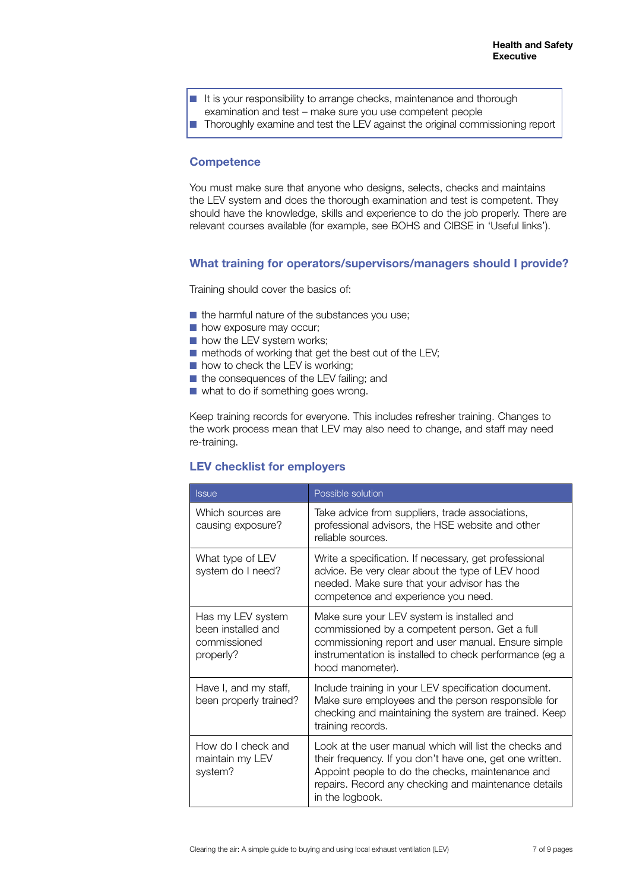- It is your responsibility to arrange checks, maintenance and thorough examination and test – make sure you use competent people
- Thoroughly examine and test the LEV against the original commissioning report

## Competence

You must make sure that anyone who designs, selects, checks and maintains the LEV system and does the thorough examination and test is competent. They should have the knowledge, skills and experience to do the job properly. There are relevant courses available (for example, see BOHS and CIBSE in 'Useful links').

## What training for operators/supervisors/managers should I provide?

Training should cover the basics of:

- the harmful nature of the substances you use;
- how exposure may occur;
- how the LEV system works;
- methods of working that get the best out of the LEV;
- how to check the LEV is working;
- the consequences of the LEV failing; and
- what to do if something goes wrong.

Keep training records for everyone. This includes refresher training. Changes to the work process mean that LEV may also need to change, and staff may need re-training.

## LEV checklist for employers

| Issue | Possible solution |
|---|---|
| Which sources are causing exposure? | Take advice from suppliers, trade associations, professional advisors, the HSE website and other reliable sources. |
| What type of LEV system do I need? | Write a specification. If necessary, get professional advice. Be very clear about the type of LEV hood needed. Make sure that your advisor has the competence and experience you need. |
| Has my LEV system been installed and commissioned properly? | Make sure your LEV system is installed and commissioned by a competent person. Get a full commissioning report and user manual. Ensure simple instrumentation is installed to check performance (eg a hood manometer). |
| Have I, and my staff, been properly trained? | Include training in your LEV specification document. Make sure employees and the person responsible for checking and maintaining the system are trained. Keep training records. |
| How do I check and maintain my LEV system? | Look at the user manual which will list the checks and their frequency. If you don't have one, get one written. Appoint people to do the checks, maintenance and repairs. Record any checking and maintenance details in the logbook. |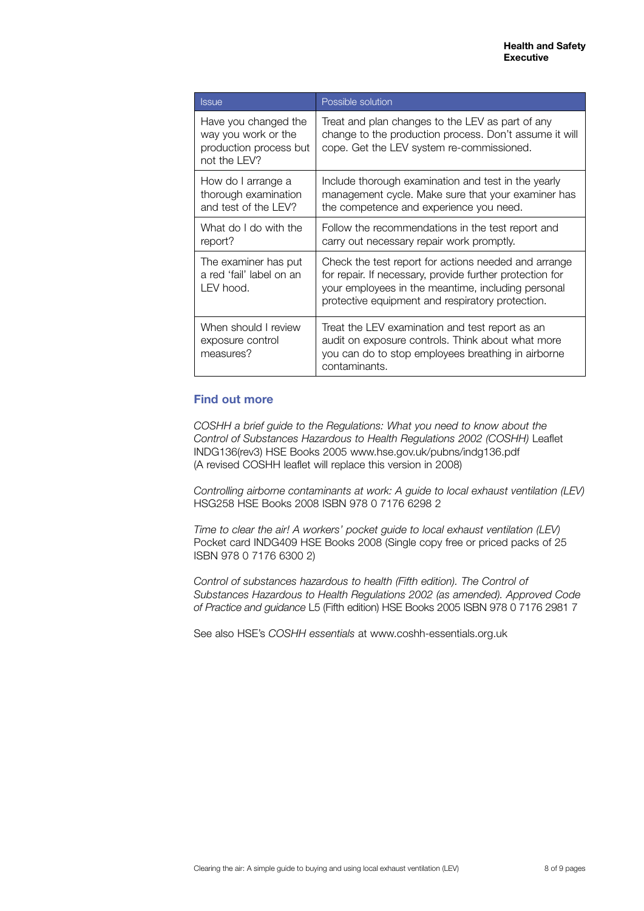| Issue | Possible solution |
| --- | --- |
| Have you changed the way you work or the production process but not the LEV? | Treat and plan changes to the LEV as part of any change to the production process. Don't assume it will cope. Get the LEV system re-commissioned. |
| How do I arrange a thorough examination and test of the LEV? | Include thorough examination and test in the yearly management cycle. Make sure that your examiner has the competence and experience you need. |
| What do I do with the report? | Follow the recommendations in the test report and carry out necessary repair work promptly. |
| The examiner has put a red 'fail' label on an LEV hood. | Check the test report for actions needed and arrange for repair. If necessary, provide further protection for your employees in the meantime, including personal protective equipment and respiratory protection. |
| When should I review exposure control measures? | Treat the LEV examination and test report as an audit on exposure controls. Think about what more you can do to stop employees breathing in airborne contaminants. |

## Find out more

*COSHH a brief guide to the Regulations: What you need to know about the Control of Substances Hazardous to Health Regulations 2002 (COSHH)* Leaflet INDG136(rev3) HSE Books 2005 www.hse.gov.uk/pubns/indg136.pdf (A revised COSHH leaflet will replace this version in 2008)

*Controlling airborne contaminants at work: A guide to local exhaust ventilation (LEV)* HSG258 HSE Books 2008 ISBN 978 0 7176 6298 2

*Time to clear the air! A workers' pocket guide to local exhaust ventilation (LEV)* Pocket card INDG409 HSE Books 2008 (Single copy free or priced packs of 25 ISBN 978 0 7176 6300 2)

*Control of substances hazardous to health (Fifth edition). The Control of Substances Hazardous to Health Regulations 2002 (as amended). Approved Code of Practice and guidance* L5 (Fifth edition) HSE Books 2005 ISBN 978 0 7176 2981 7

See also HSE's *COSHH essentials* at www.coshh-essentials.org.uk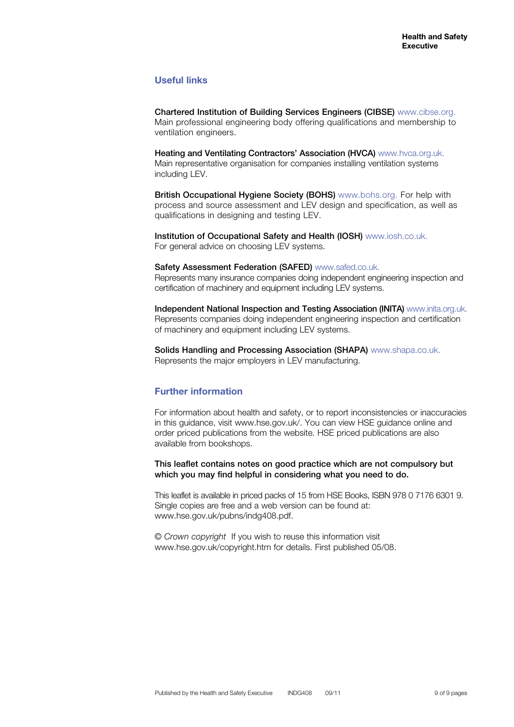## Useful links

**Chartered Institution of Building Services Engineers (CIBSE)** www.cibse.org. Main professional engineering body offering qualifications and membership to ventilation engineers.

**Heating and Ventilating Contractors' Association (HVCA)** www.hvca.org.uk. Main representative organisation for companies installing ventilation systems including LEV.

**British Occupational Hygiene Society (BOHS)** www.bohs.org. For help with process and source assessment and LEV design and specification, as well as qualifications in designing and testing LEV.

**Institution of Occupational Safety and Health (IOSH)** www.iosh.co.uk. For general advice on choosing LEV systems.

**Safety Assessment Federation (SAFED)** www.safed.co.uk. Represents many insurance companies doing independent engineering inspection and certification of machinery and equipment including LEV systems.

**Independent National Inspection and Testing Association (INITA)** www.inita.org.uk. Represents companies doing independent engineering inspection and certification of machinery and equipment including LEV systems.

**Solids Handling and Processing Association (SHAPA)** www.shapa.co.uk. Represents the major employers in LEV manufacturing.

## Further information

For information about health and safety, or to report inconsistencies or inaccuracies in this guidance, visit www.hse.gov.uk/. You can view HSE guidance online and order priced publications from the website. HSE priced publications are also available from bookshops.

**This leaflet contains notes on good practice which are not compulsory but which you may find helpful in considering what you need to do.**

This leaflet is available in priced packs of 15 from HSE Books, ISBN 978 0 7176 6301 9. Single copies are free and a web version can be found at: www.hse.gov.uk/pubns/indg408.pdf.

© *Crown copyright* If you wish to reuse this information visit www.hse.gov.uk/copyright.htm for details. First published 05/08.

Published by the Health and Safety Executive INDG408 09/11